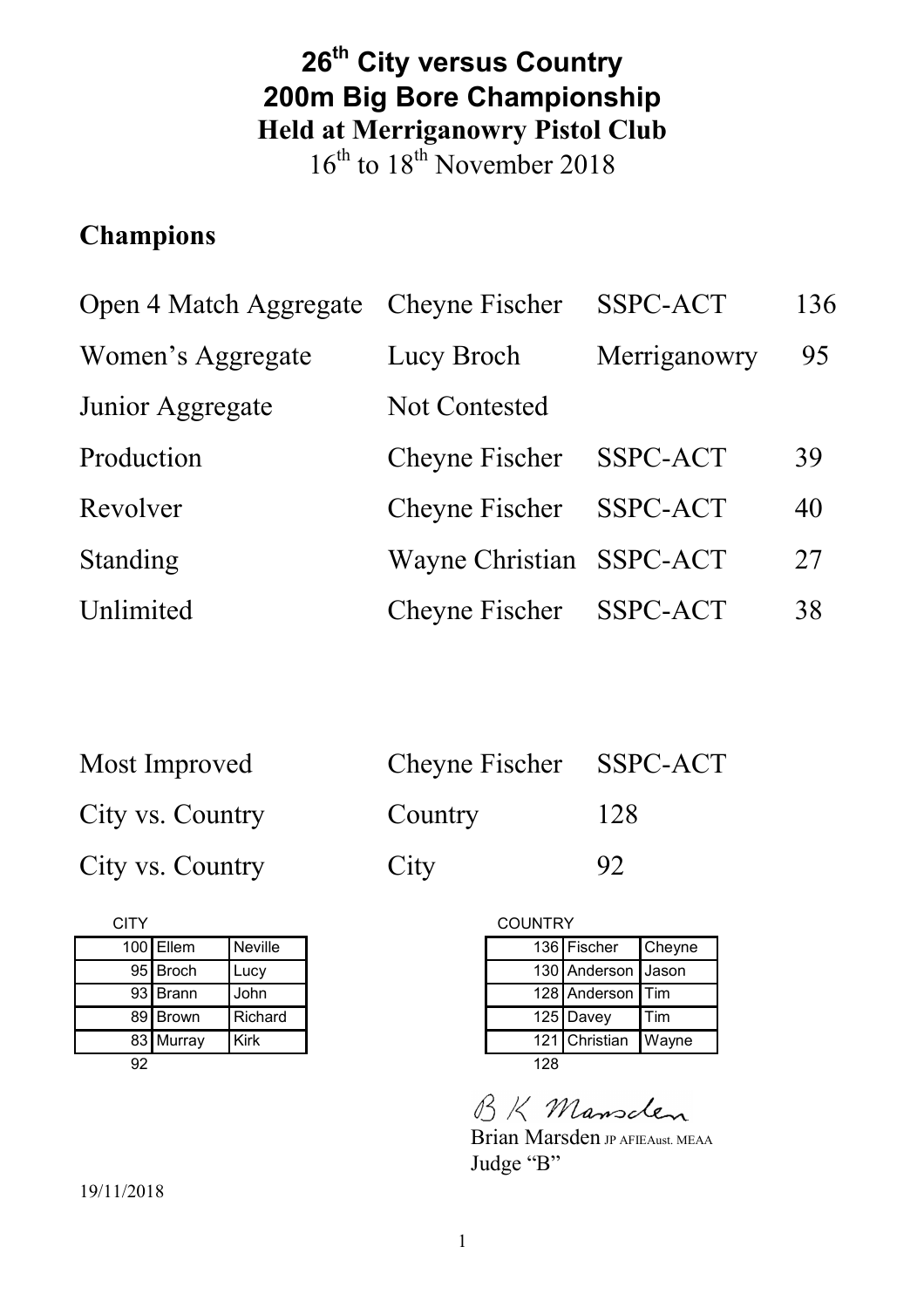# 26th City versus Country
# 200m Big Bore Championship
## Held at Merriganowry Pistol Club

16th to 18th November 2018

## Champions

| | | | |
|---|---|---|---|
| Open 4 Match Aggregate | Cheyne Fischer | SSPC-ACT | 136 |
| Women's Aggregate | Lucy Broch | Merriganowry | 95 |
| Junior Aggregate | Not Contested | | |
| Production | Cheyne Fischer | SSPC-ACT | 39 |
| Revolver | Cheyne Fischer | SSPC-ACT | 40 |
| Standing | Wayne Christian | SSPC-ACT | 27 |
| Unlimited | Cheyne Fischer | SSPC-ACT | 38 |

| | | |
|---|---|---|
| Most Improved | Cheyne Fischer | SSPC-ACT |
| City vs. Country | Country | 128 |
| City vs. Country | City | 92 |

CITY

| | | |
|---|---|---|
| 100 | Ellem | Neville |
| 95 | Broch | Lucy |
| 93 | Brann | John |
| 89 | Brown | Richard |
| 83 | Murray | Kirk |
| 92 | | |

COUNTRY

| | | |
|---|---|---|
| 136 | Fischer | Cheyne |
| 130 | Anderson | Jason |
| 128 | Anderson | Tim |
| 125 | Davey | Tim |
| 121 | Christian | Wayne |
| 128 | | |

B K Marsden

Brian Marsden JP AFIEAust. MEAA
Judge "B"

19/11/2018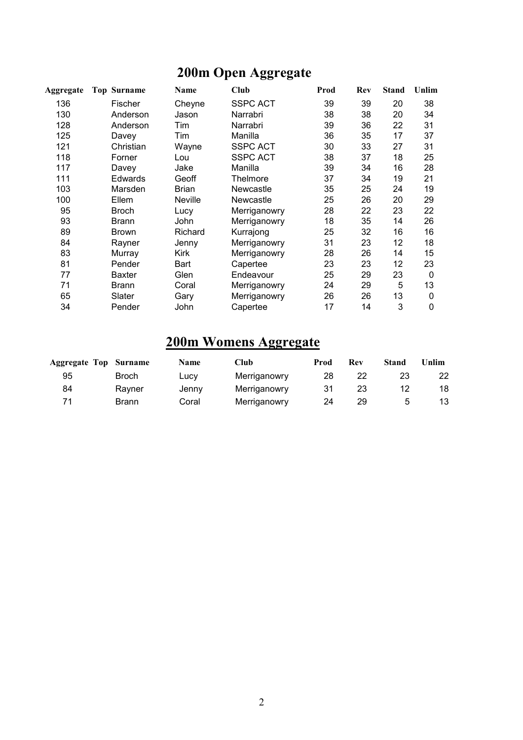# 200m Open Aggregate

| Aggregate | Top | Surname | Name | Club | Prod | Rev | Stand | Unlim |
|---|---|---|---|---|---|---|---|---|
| 136 | | Fischer | Cheyne | SSPC ACT | 39 | 39 | 20 | 38 |
| 130 | | Anderson | Jason | Narrabri | 38 | 38 | 20 | 34 |
| 128 | | Anderson | Tim | Narrabri | 39 | 36 | 22 | 31 |
| 125 | | Davey | Tim | Manilla | 36 | 35 | 17 | 37 |
| 121 | | Christian | Wayne | SSPC ACT | 30 | 33 | 27 | 31 |
| 118 | | Forner | Lou | SSPC ACT | 38 | 37 | 18 | 25 |
| 117 | | Davey | Jake | Manilla | 39 | 34 | 16 | 28 |
| 111 | | Edwards | Geoff | Thelmore | 37 | 34 | 19 | 21 |
| 103 | | Marsden | Brian | Newcastle | 35 | 25 | 24 | 19 |
| 100 | | Ellem | Neville | Newcastle | 25 | 26 | 20 | 29 |
| 95 | | Broch | Lucy | Merriganowry | 28 | 22 | 23 | 22 |
| 93 | | Brann | John | Merriganowry | 18 | 35 | 14 | 26 |
| 89 | | Brown | Richard | Kurrajong | 25 | 32 | 16 | 16 |
| 84 | | Rayner | Jenny | Merriganowry | 31 | 23 | 12 | 18 |
| 83 | | Murray | Kirk | Merriganowry | 28 | 26 | 14 | 15 |
| 81 | | Pender | Bart | Capertee | 23 | 23 | 12 | 23 |
| 77 | | Baxter | Glen | Endeavour | 25 | 29 | 23 | 0 |
| 71 | | Brann | Coral | Merriganowry | 24 | 29 | 5 | 13 |
| 65 | | Slater | Gary | Merriganowry | 26 | 26 | 13 | 0 |
| 34 | | Pender | John | Capertee | 17 | 14 | 3 | 0 |

# 200m Womens Aggregate

| Aggregate | Top | Surname | Name | Club | Prod | Rev | Stand | Unlim |
|---|---|---|---|---|---|---|---|---|
| 95 | | Broch | Lucy | Merriganowry | 28 | 22 | 23 | 22 |
| 84 | | Rayner | Jenny | Merriganowry | 31 | 23 | 12 | 18 |
| 71 | | Brann | Coral | Merriganowry | 24 | 29 | 5 | 13 |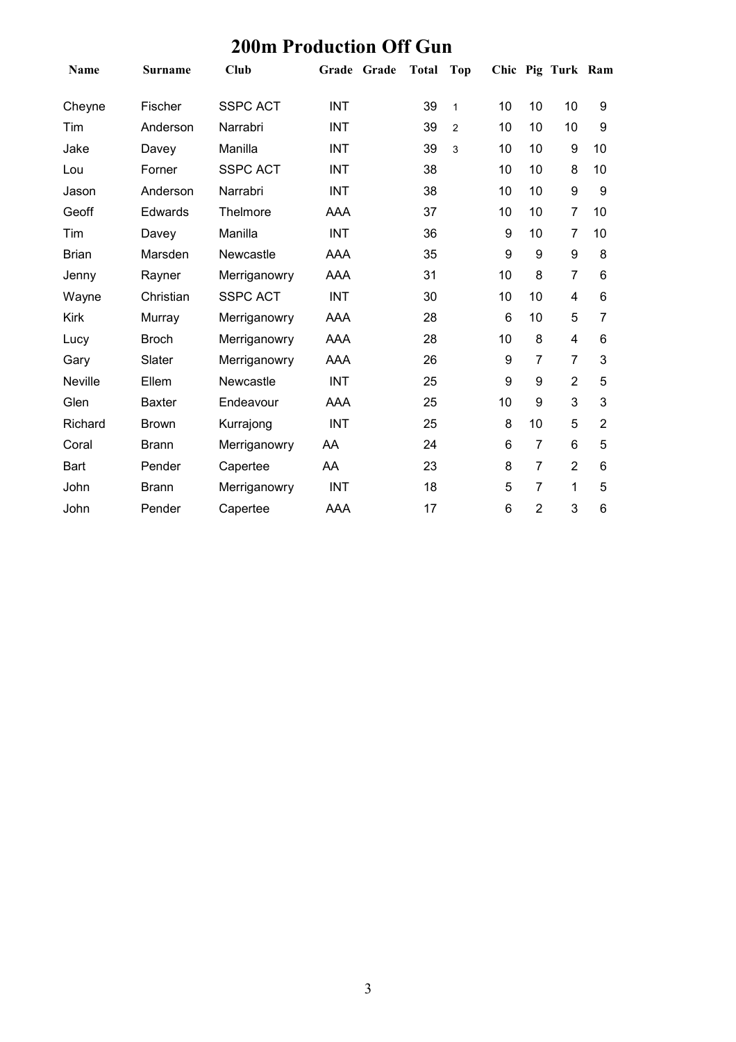# 200m Production Off Gun

| Name | Surname | Club | Grade | Grade | Total | Top | Chic | Pig | Turk | Ram |
|---|---|---|---|---|---|---|---|---|---|---|
| Cheyne | Fischer | SSPC ACT | INT | | 39 | 1 | 10 | 10 | 10 | 9 |
| Tim | Anderson | Narrabri | INT | | 39 | 2 | 10 | 10 | 10 | 9 |
| Jake | Davey | Manilla | INT | | 39 | 3 | 10 | 10 | 9 | 10 |
| Lou | Forner | SSPC ACT | INT | | 38 | | 10 | 10 | 8 | 10 |
| Jason | Anderson | Narrabri | INT | | 38 | | 10 | 10 | 9 | 9 |
| Geoff | Edwards | Thelmore | AAA | | 37 | | 10 | 10 | 7 | 10 |
| Tim | Davey | Manilla | INT | | 36 | | 9 | 10 | 7 | 10 |
| Brian | Marsden | Newcastle | AAA | | 35 | | 9 | 9 | 9 | 8 |
| Jenny | Rayner | Merriganowry | AAA | | 31 | | 10 | 8 | 7 | 6 |
| Wayne | Christian | SSPC ACT | INT | | 30 | | 10 | 10 | 4 | 6 |
| Kirk | Murray | Merriganowry | AAA | | 28 | | 6 | 10 | 5 | 7 |
| Lucy | Broch | Merriganowry | AAA | | 28 | | 10 | 8 | 4 | 6 |
| Gary | Slater | Merriganowry | AAA | | 26 | | 9 | 7 | 7 | 3 |
| Neville | Ellem | Newcastle | INT | | 25 | | 9 | 9 | 2 | 5 |
| Glen | Baxter | Endeavour | AAA | | 25 | | 10 | 9 | 3 | 3 |
| Richard | Brown | Kurrajong | INT | | 25 | | 8 | 10 | 5 | 2 |
| Coral | Brann | Merriganowry | AA | | 24 | | 6 | 7 | 6 | 5 |
| Bart | Pender | Capertee | AA | | 23 | | 8 | 7 | 2 | 6 |
| John | Brann | Merriganowry | INT | | 18 | | 5 | 7 | 1 | 5 |
| John | Pender | Capertee | AAA | | 17 | | 6 | 2 | 3 | 6 |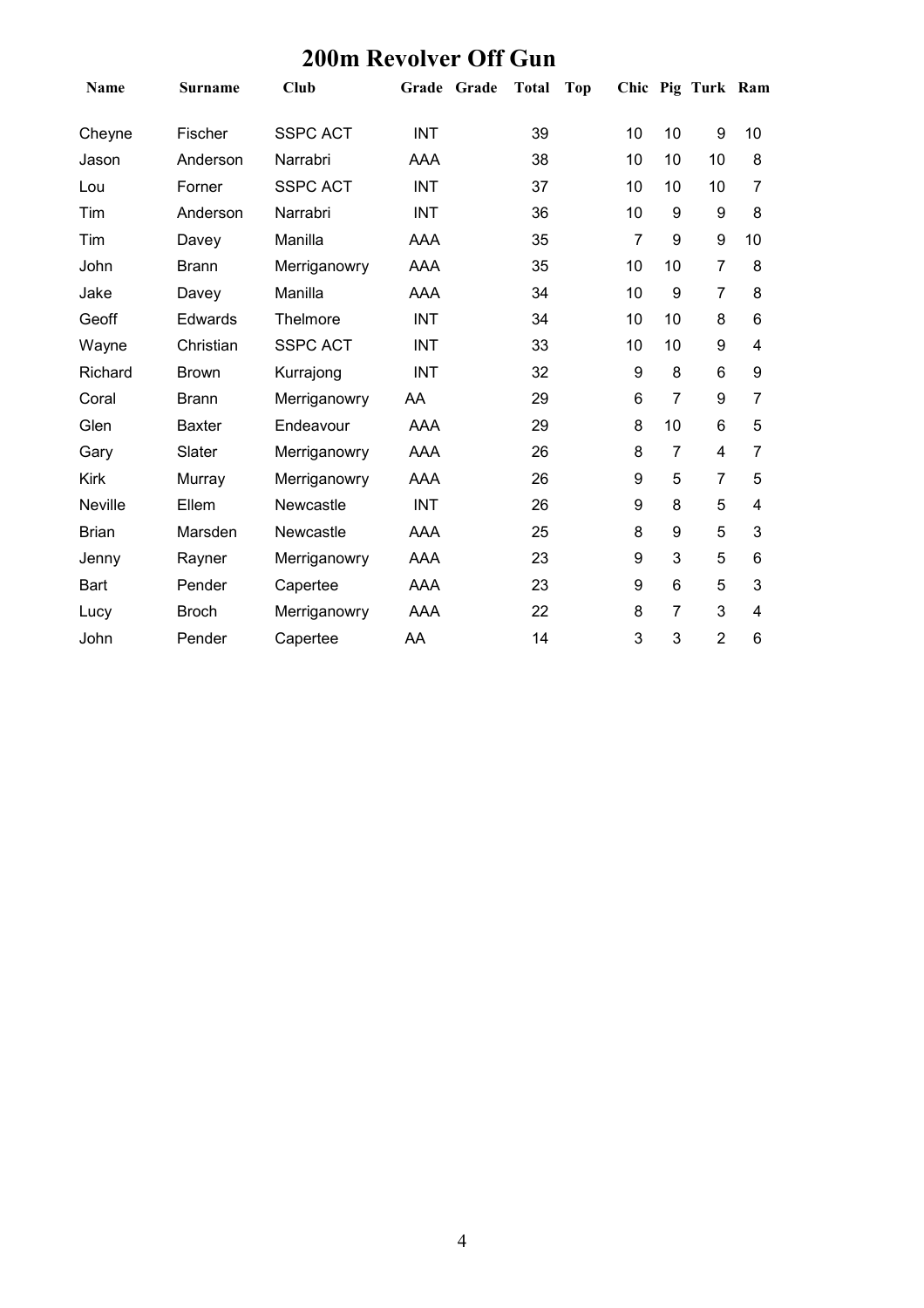# 200m Revolver Off Gun

| Name | Surname | Club | Grade | Grade | Total | Top | Chic | Pig | Turk | Ram |
|---|---|---|---|---|---|---|---|---|---|---|
| Cheyne | Fischer | SSPC ACT | INT | | 39 | | 10 | 10 | 9 | 10 |
| Jason | Anderson | Narrabri | AAA | | 38 | | 10 | 10 | 10 | 8 |
| Lou | Forner | SSPC ACT | INT | | 37 | | 10 | 10 | 10 | 7 |
| Tim | Anderson | Narrabri | INT | | 36 | | 10 | 9 | 9 | 8 |
| Tim | Davey | Manilla | AAA | | 35 | | 7 | 9 | 9 | 10 |
| John | Brann | Merriganowry | AAA | | 35 | | 10 | 10 | 7 | 8 |
| Jake | Davey | Manilla | AAA | | 34 | | 10 | 9 | 7 | 8 |
| Geoff | Edwards | Thelmore | INT | | 34 | | 10 | 10 | 8 | 6 |
| Wayne | Christian | SSPC ACT | INT | | 33 | | 10 | 10 | 9 | 4 |
| Richard | Brown | Kurrajong | INT | | 32 | | 9 | 8 | 6 | 9 |
| Coral | Brann | Merriganowry | AA | | 29 | | 6 | 7 | 9 | 7 |
| Glen | Baxter | Endeavour | AAA | | 29 | | 8 | 10 | 6 | 5 |
| Gary | Slater | Merriganowry | AAA | | 26 | | 8 | 7 | 4 | 7 |
| Kirk | Murray | Merriganowry | AAA | | 26 | | 9 | 5 | 7 | 5 |
| Neville | Ellem | Newcastle | INT | | 26 | | 9 | 8 | 5 | 4 |
| Brian | Marsden | Newcastle | AAA | | 25 | | 8 | 9 | 5 | 3 |
| Jenny | Rayner | Merriganowry | AAA | | 23 | | 9 | 3 | 5 | 6 |
| Bart | Pender | Capertee | AAA | | 23 | | 9 | 6 | 5 | 3 |
| Lucy | Broch | Merriganowry | AAA | | 22 | | 8 | 7 | 3 | 4 |
| John | Pender | Capertee | AA | | 14 | | 3 | 3 | 2 | 6 |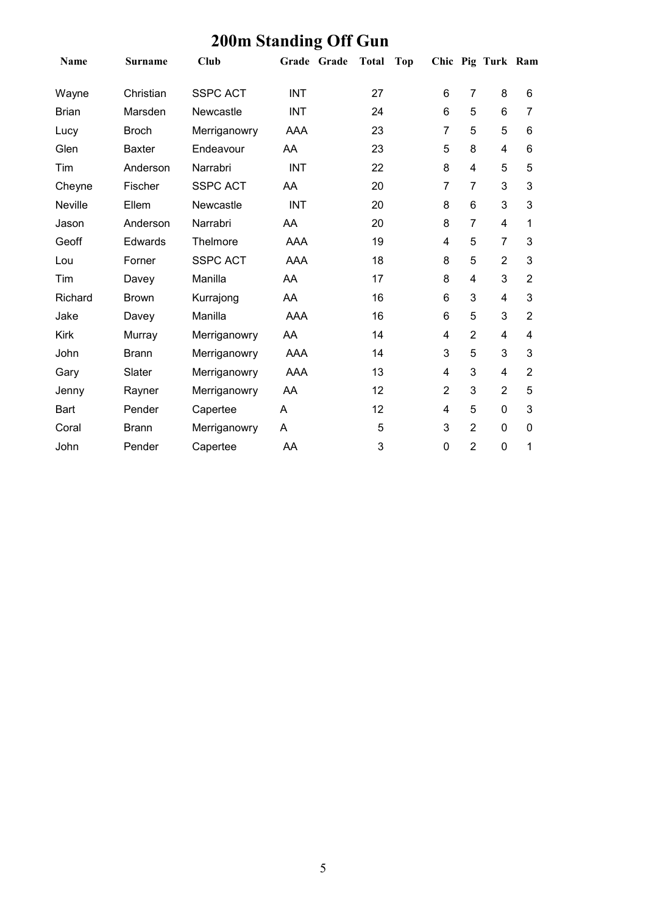# 200m Standing Off Gun

| Name | Surname | Club | Grade | Grade | Total | Top | Chic | Pig | Turk | Ram |
|---|---|---|---|---|---|---|---|---|---|---|
| Wayne | Christian | SSPC ACT | INT | | 27 | | 6 | 7 | 8 | 6 |
| Brian | Marsden | Newcastle | INT | | 24 | | 6 | 5 | 6 | 7 |
| Lucy | Broch | Merriganowry | AAA | | 23 | | 7 | 5 | 5 | 6 |
| Glen | Baxter | Endeavour | AA | | 23 | | 5 | 8 | 4 | 6 |
| Tim | Anderson | Narrabri | INT | | 22 | | 8 | 4 | 5 | 5 |
| Cheyne | Fischer | SSPC ACT | AA | | 20 | | 7 | 7 | 3 | 3 |
| Neville | Ellem | Newcastle | INT | | 20 | | 8 | 6 | 3 | 3 |
| Jason | Anderson | Narrabri | AA | | 20 | | 8 | 7 | 4 | 1 |
| Geoff | Edwards | Thelmore | AAA | | 19 | | 4 | 5 | 7 | 3 |
| Lou | Forner | SSPC ACT | AAA | | 18 | | 8 | 5 | 2 | 3 |
| Tim | Davey | Manilla | AA | | 17 | | 8 | 4 | 3 | 2 |
| Richard | Brown | Kurrajong | AA | | 16 | | 6 | 3 | 4 | 3 |
| Jake | Davey | Manilla | AAA | | 16 | | 6 | 5 | 3 | 2 |
| Kirk | Murray | Merriganowry | AA | | 14 | | 4 | 2 | 4 | 4 |
| John | Brann | Merriganowry | AAA | | 14 | | 3 | 5 | 3 | 3 |
| Gary | Slater | Merriganowry | AAA | | 13 | | 4 | 3 | 4 | 2 |
| Jenny | Rayner | Merriganowry | AA | | 12 | | 2 | 3 | 2 | 5 |
| Bart | Pender | Capertee | A | | 12 | | 4 | 5 | 0 | 3 |
| Coral | Brann | Merriganowry | A | | 5 | | 3 | 2 | 0 | 0 |
| John | Pender | Capertee | AA | | 3 | | 0 | 2 | 0 | 1 |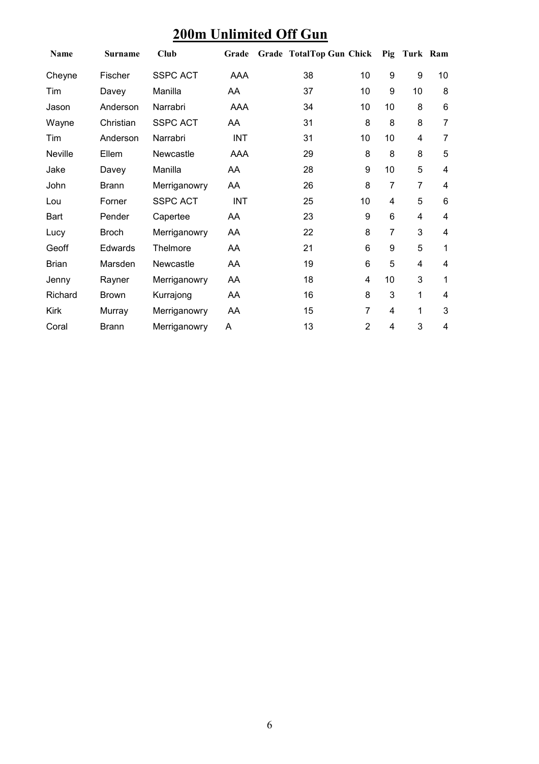# 200m Unlimited Off Gun

| Name | Surname | Club | Grade | Grade | Total | Top Gun | Chick | Pig | Turk | Ram |
|---|---|---|---|---|---|---|---|---|---|---|
| Cheyne | Fischer | SSPC ACT | AAA | | 38 | | 10 | 9 | 9 | 10 |
| Tim | Davey | Manilla | AA | | 37 | | 10 | 9 | 10 | 8 |
| Jason | Anderson | Narrabri | AAA | | 34 | | 10 | 10 | 8 | 6 |
| Wayne | Christian | SSPC ACT | AA | | 31 | | 8 | 8 | 8 | 7 |
| Tim | Anderson | Narrabri | INT | | 31 | | 10 | 10 | 4 | 7 |
| Neville | Ellem | Newcastle | AAA | | 29 | | 8 | 8 | 8 | 5 |
| Jake | Davey | Manilla | AA | | 28 | | 9 | 10 | 5 | 4 |
| John | Brann | Merriganowry | AA | | 26 | | 8 | 7 | 7 | 4 |
| Lou | Forner | SSPC ACT | INT | | 25 | | 10 | 4 | 5 | 6 |
| Bart | Pender | Capertee | AA | | 23 | | 9 | 6 | 4 | 4 |
| Lucy | Broch | Merriganowry | AA | | 22 | | 8 | 7 | 3 | 4 |
| Geoff | Edwards | Thelmore | AA | | 21 | | 6 | 9 | 5 | 1 |
| Brian | Marsden | Newcastle | AA | | 19 | | 6 | 5 | 4 | 4 |
| Jenny | Rayner | Merriganowry | AA | | 18 | | 4 | 10 | 3 | 1 |
| Richard | Brown | Kurrajong | AA | | 16 | | 8 | 3 | 1 | 4 |
| Kirk | Murray | Merriganowry | AA | | 15 | | 7 | 4 | 1 | 3 |
| Coral | Brann | Merriganowry | A | | 13 | | 2 | 4 | 3 | 4 |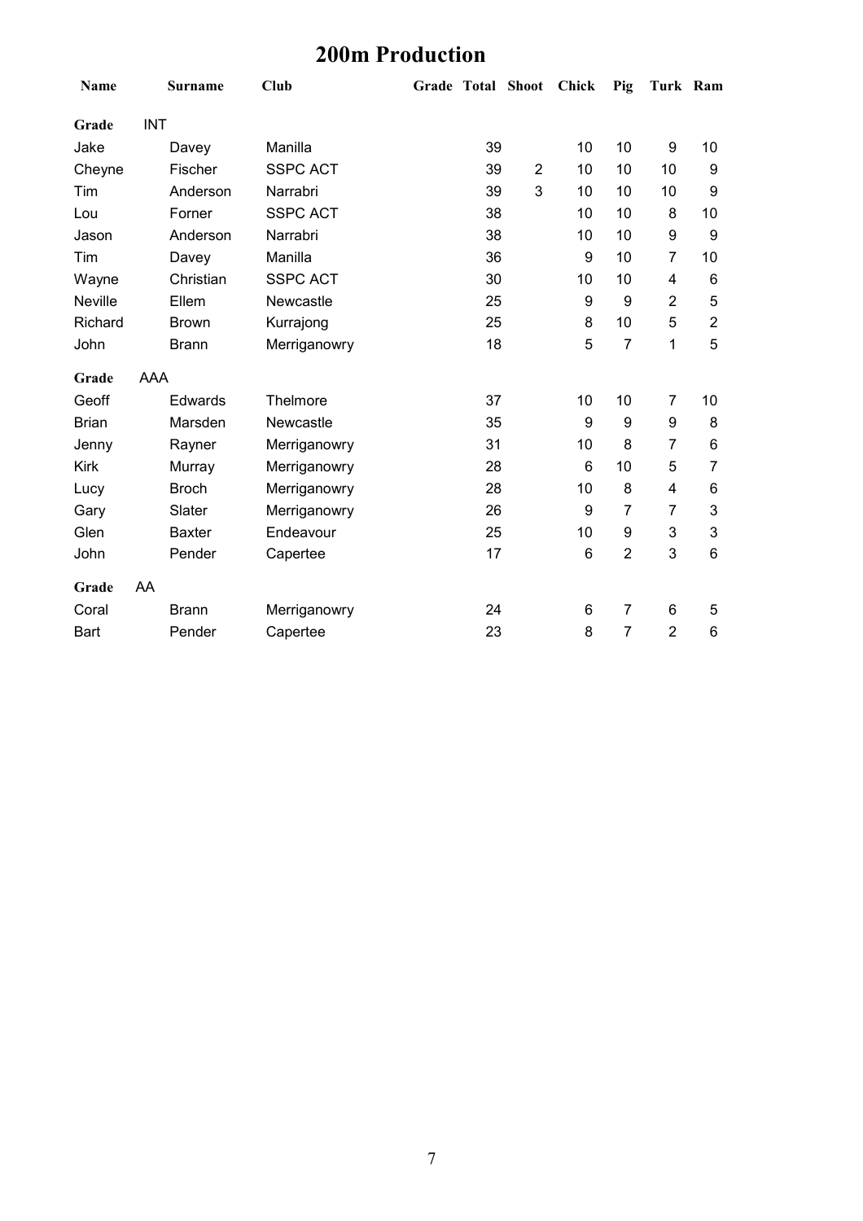# 200m Production

| Name | Surname | Club | Grade | Total | Shoot | Chick | Pig | Turk | Ram |
|---|---|---|---|---|---|---|---|---|---|
| **Grade** | INT | | | | | | | | |
| Jake | Davey | Manilla | | 39 | | 10 | 10 | 9 | 10 |
| Cheyne | Fischer | SSPC ACT | | 39 | 2 | 10 | 10 | 10 | 9 |
| Tim | Anderson | Narrabri | | 39 | 3 | 10 | 10 | 10 | 9 |
| Lou | Forner | SSPC ACT | | 38 | | 10 | 10 | 8 | 10 |
| Jason | Anderson | Narrabri | | 38 | | 10 | 10 | 9 | 9 |
| Tim | Davey | Manilla | | 36 | | 9 | 10 | 7 | 10 |
| Wayne | Christian | SSPC ACT | | 30 | | 10 | 10 | 4 | 6 |
| Neville | Ellem | Newcastle | | 25 | | 9 | 9 | 2 | 5 |
| Richard | Brown | Kurrajong | | 25 | | 8 | 10 | 5 | 2 |
| John | Brann | Merriganowry | | 18 | | 5 | 7 | 1 | 5 |
| **Grade** | AAA | | | | | | | | |
| Geoff | Edwards | Thelmore | | 37 | | 10 | 10 | 7 | 10 |
| Brian | Marsden | Newcastle | | 35 | | 9 | 9 | 9 | 8 |
| Jenny | Rayner | Merriganowry | | 31 | | 10 | 8 | 7 | 6 |
| Kirk | Murray | Merriganowry | | 28 | | 6 | 10 | 5 | 7 |
| Lucy | Broch | Merriganowry | | 28 | | 10 | 8 | 4 | 6 |
| Gary | Slater | Merriganowry | | 26 | | 9 | 7 | 7 | 3 |
| Glen | Baxter | Endeavour | | 25 | | 10 | 9 | 3 | 3 |
| John | Pender | Capertee | | 17 | | 6 | 2 | 3 | 6 |
| **Grade** | AA | | | | | | | | |
| Coral | Brann | Merriganowry | | 24 | | 6 | 7 | 6 | 5 |
| Bart | Pender | Capertee | | 23 | | 8 | 7 | 2 | 6 |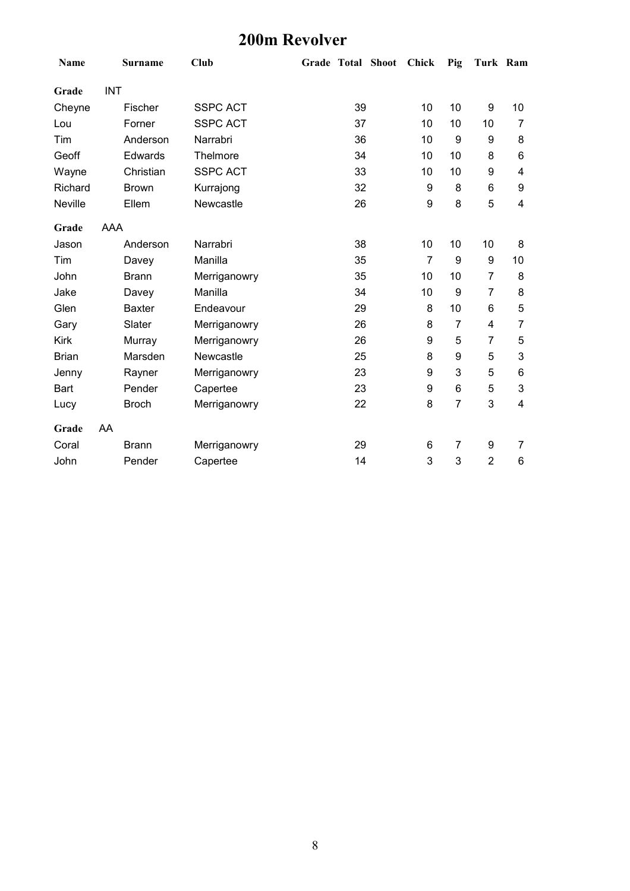# 200m Revolver

| Name | Surname | Club | Grade | Total | Shoot | Chick | Pig | Turk | Ram |
|---|---|---|---|---|---|---|---|---|---|
| **Grade** | INT | | | | | | | | |
| Cheyne | Fischer | SSPC ACT | | 39 | | 10 | 10 | 9 | 10 |
| Lou | Forner | SSPC ACT | | 37 | | 10 | 10 | 10 | 7 |
| Tim | Anderson | Narrabri | | 36 | | 10 | 9 | 9 | 8 |
| Geoff | Edwards | Thelmore | | 34 | | 10 | 10 | 8 | 6 |
| Wayne | Christian | SSPC ACT | | 33 | | 10 | 10 | 9 | 4 |
| Richard | Brown | Kurrajong | | 32 | | 9 | 8 | 6 | 9 |
| Neville | Ellem | Newcastle | | 26 | | 9 | 8 | 5 | 4 |
| **Grade** | AAA | | | | | | | | |
| Jason | Anderson | Narrabri | | 38 | | 10 | 10 | 10 | 8 |
| Tim | Davey | Manilla | | 35 | | 7 | 9 | 9 | 10 |
| John | Brann | Merriganowry | | 35 | | 10 | 10 | 7 | 8 |
| Jake | Davey | Manilla | | 34 | | 10 | 9 | 7 | 8 |
| Glen | Baxter | Endeavour | | 29 | | 8 | 10 | 6 | 5 |
| Gary | Slater | Merriganowry | | 26 | | 8 | 7 | 4 | 7 |
| Kirk | Murray | Merriganowry | | 26 | | 9 | 5 | 7 | 5 |
| Brian | Marsden | Newcastle | | 25 | | 8 | 9 | 5 | 3 |
| Jenny | Rayner | Merriganowry | | 23 | | 9 | 3 | 5 | 6 |
| Bart | Pender | Capertee | | 23 | | 9 | 6 | 5 | 3 |
| Lucy | Broch | Merriganowry | | 22 | | 8 | 7 | 3 | 4 |
| **Grade** | AA | | | | | | | | |
| Coral | Brann | Merriganowry | | 29 | | 6 | 7 | 9 | 7 |
| John | Pender | Capertee | | 14 | | 3 | 3 | 2 | 6 |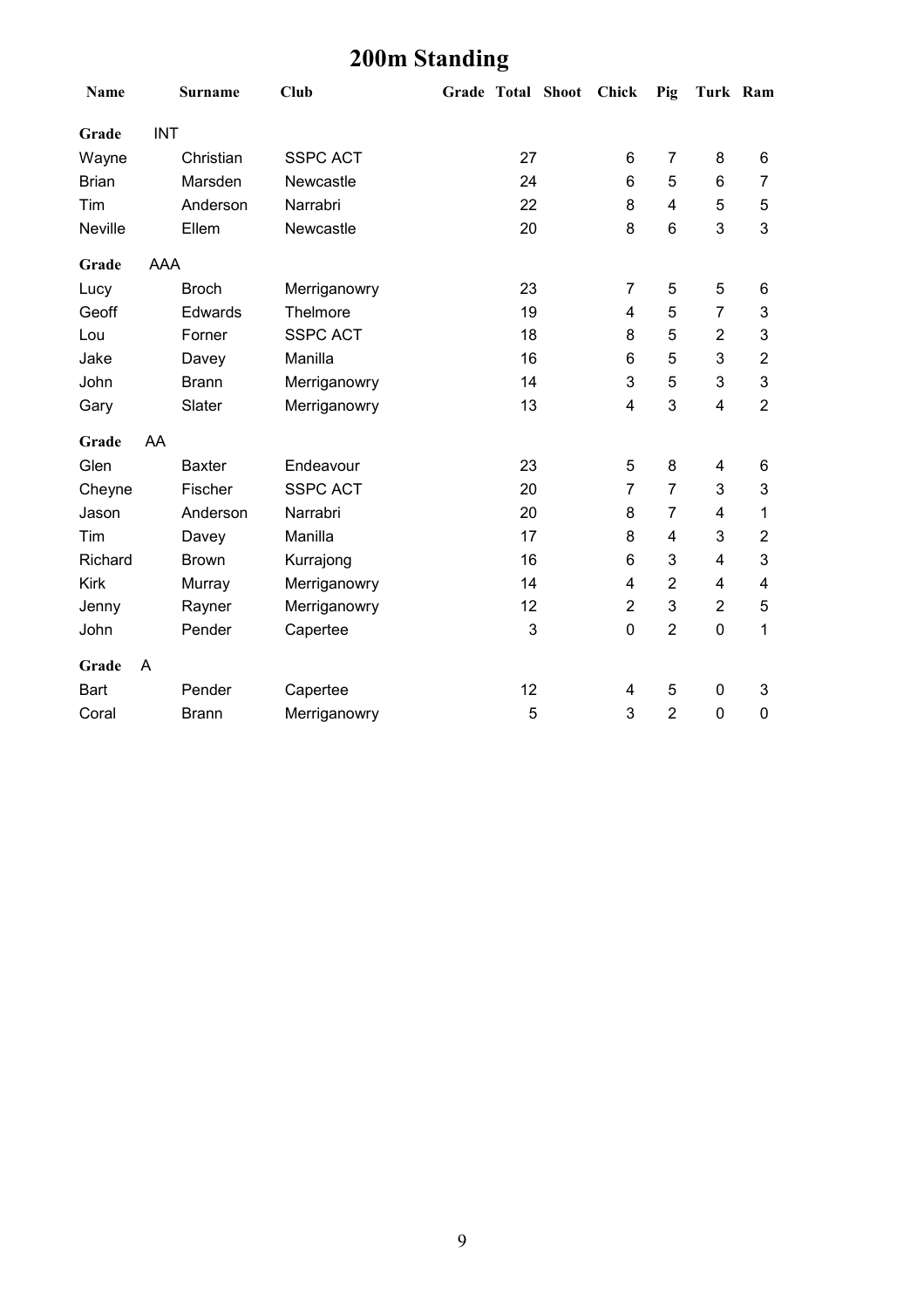# 200m Standing

| Name | Surname | Club | Grade | Total | Shoot | Chick | Pig | Turk | Ram |
|---|---|---|---|---|---|---|---|---|---|
| **Grade** INT | | | | | | | | | |
| Wayne | Christian | SSPC ACT | | 27 | | 6 | 7 | 8 | 6 |
| Brian | Marsden | Newcastle | | 24 | | 6 | 5 | 6 | 7 |
| Tim | Anderson | Narrabri | | 22 | | 8 | 4 | 5 | 5 |
| Neville | Ellem | Newcastle | | 20 | | 8 | 6 | 3 | 3 |
| **Grade** AAA | | | | | | | | | |
| Lucy | Broch | Merriganowry | | 23 | | 7 | 5 | 5 | 6 |
| Geoff | Edwards | Thelmore | | 19 | | 4 | 5 | 7 | 3 |
| Lou | Forner | SSPC ACT | | 18 | | 8 | 5 | 2 | 3 |
| Jake | Davey | Manilla | | 16 | | 6 | 5 | 3 | 2 |
| John | Brann | Merriganowry | | 14 | | 3 | 5 | 3 | 3 |
| Gary | Slater | Merriganowry | | 13 | | 4 | 3 | 4 | 2 |
| **Grade** AA | | | | | | | | | |
| Glen | Baxter | Endeavour | | 23 | | 5 | 8 | 4 | 6 |
| Cheyne | Fischer | SSPC ACT | | 20 | | 7 | 7 | 3 | 3 |
| Jason | Anderson | Narrabri | | 20 | | 8 | 7 | 4 | 1 |
| Tim | Davey | Manilla | | 17 | | 8 | 4 | 3 | 2 |
| Richard | Brown | Kurrajong | | 16 | | 6 | 3 | 4 | 3 |
| Kirk | Murray | Merriganowry | | 14 | | 4 | 2 | 4 | 4 |
| Jenny | Rayner | Merriganowry | | 12 | | 2 | 3 | 2 | 5 |
| John | Pender | Capertee | | 3 | | 0 | 2 | 0 | 1 |
| **Grade** A | | | | | | | | | |
| Bart | Pender | Capertee | | 12 | | 4 | 5 | 0 | 3 |
| Coral | Brann | Merriganowry | | 5 | | 3 | 2 | 0 | 0 |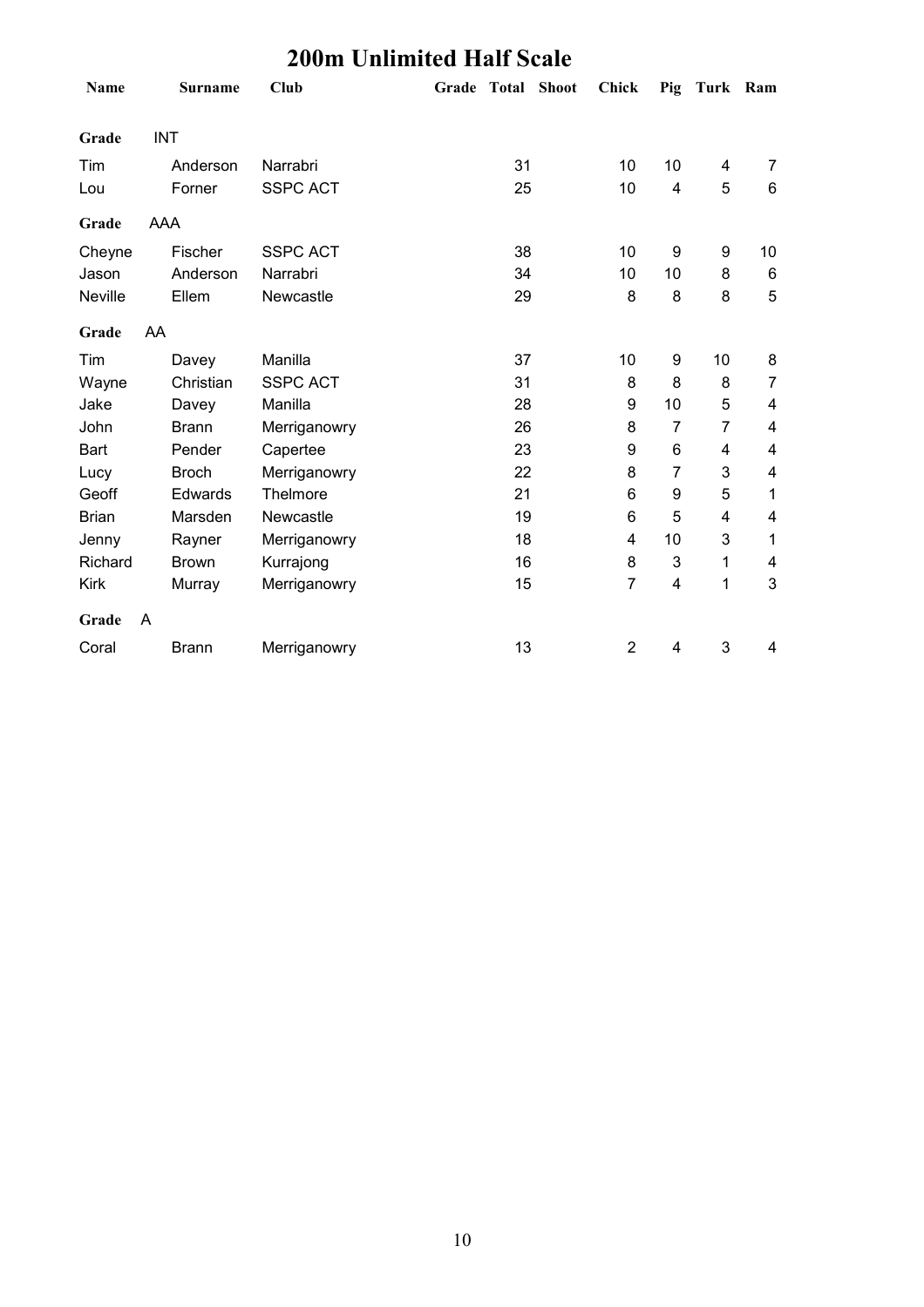# 200m Unlimited Half Scale

| Name | Surname | Club | Grade | Total | Shoot | Chick | Pig | Turk | Ram |
|---|---|---|---|---|---|---|---|---|---|
| **Grade** | INT | | | | | | | | |
| Tim | Anderson | Narrabri | | 31 | | 10 | 10 | 4 | 7 |
| Lou | Forner | SSPC ACT | | 25 | | 10 | 4 | 5 | 6 |
| **Grade** | AAA | | | | | | | | |
| Cheyne | Fischer | SSPC ACT | | 38 | | 10 | 9 | 9 | 10 |
| Jason | Anderson | Narrabri | | 34 | | 10 | 10 | 8 | 6 |
| Neville | Ellem | Newcastle | | 29 | | 8 | 8 | 8 | 5 |
| **Grade** | AA | | | | | | | | |
| Tim | Davey | Manilla | | 37 | | 10 | 9 | 10 | 8 |
| Wayne | Christian | SSPC ACT | | 31 | | 8 | 8 | 8 | 7 |
| Jake | Davey | Manilla | | 28 | | 9 | 10 | 5 | 4 |
| John | Brann | Merriganowry | | 26 | | 8 | 7 | 7 | 4 |
| Bart | Pender | Capertee | | 23 | | 9 | 6 | 4 | 4 |
| Lucy | Broch | Merriganowry | | 22 | | 8 | 7 | 3 | 4 |
| Geoff | Edwards | Thelmore | | 21 | | 6 | 9 | 5 | 1 |
| Brian | Marsden | Newcastle | | 19 | | 6 | 5 | 4 | 4 |
| Jenny | Rayner | Merriganowry | | 18 | | 4 | 10 | 3 | 1 |
| Richard | Brown | Kurrajong | | 16 | | 8 | 3 | 1 | 4 |
| Kirk | Murray | Merriganowry | | 15 | | 7 | 4 | 1 | 3 |
| **Grade** | A | | | | | | | | |
| Coral | Brann | Merriganowry | | 13 | | 2 | 4 | 3 | 4 |